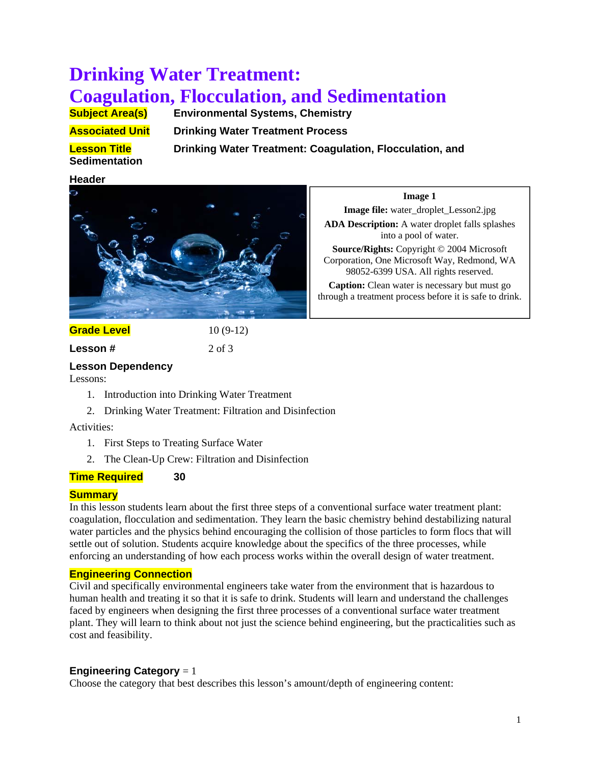# Drinking Water Treatment: Coagulation, Flocculation, and Sedimentation

**Subject Area(s)** **Environmental Systems, Chemistry**

**Associated Unit** **Drinking Water Treatment Process**

**Lesson Title** **Drinking Water Treatment: Coagulation, Flocculation, and Sedimentation**

**Header**

**Image 1**

**Image file:** water_droplet_Lesson2.jpg

**ADA Description:** A water droplet falls splashes into a pool of water.

**Source/Rights:** Copyright © 2004 Microsoft Corporation, One Microsoft Way, Redmond, WA 98052-6399 USA. All rights reserved.

**Caption:** Clean water is necessary but must go through a treatment process before it is safe to drink.

**Grade Level** 10 (9-12)

**Lesson #** 2 of 3

**Lesson Dependency**

Lessons:

1. Introduction into Drinking Water Treatment
2. Drinking Water Treatment: Filtration and Disinfection

Activities:

1. First Steps to Treating Surface Water
2. The Clean-Up Crew: Filtration and Disinfection

**Time Required** **30**

**Summary**

In this lesson students learn about the first three steps of a conventional surface water treatment plant: coagulation, flocculation and sedimentation. They learn the basic chemistry behind destabilizing natural water particles and the physics behind encouraging the collision of those particles to form flocs that will settle out of solution. Students acquire knowledge about the specifics of the three processes, while enforcing an understanding of how each process works within the overall design of water treatment.

**Engineering Connection**

Civil and specifically environmental engineers take water from the environment that is hazardous to human health and treating it so that it is safe to drink. Students will learn and understand the challenges faced by engineers when designing the first three processes of a conventional surface water treatment plant. They will learn to think about not just the science behind engineering, but the practicalities such as cost and feasibility.

**Engineering Category** = 1

Choose the category that best describes this lesson's amount/depth of engineering content: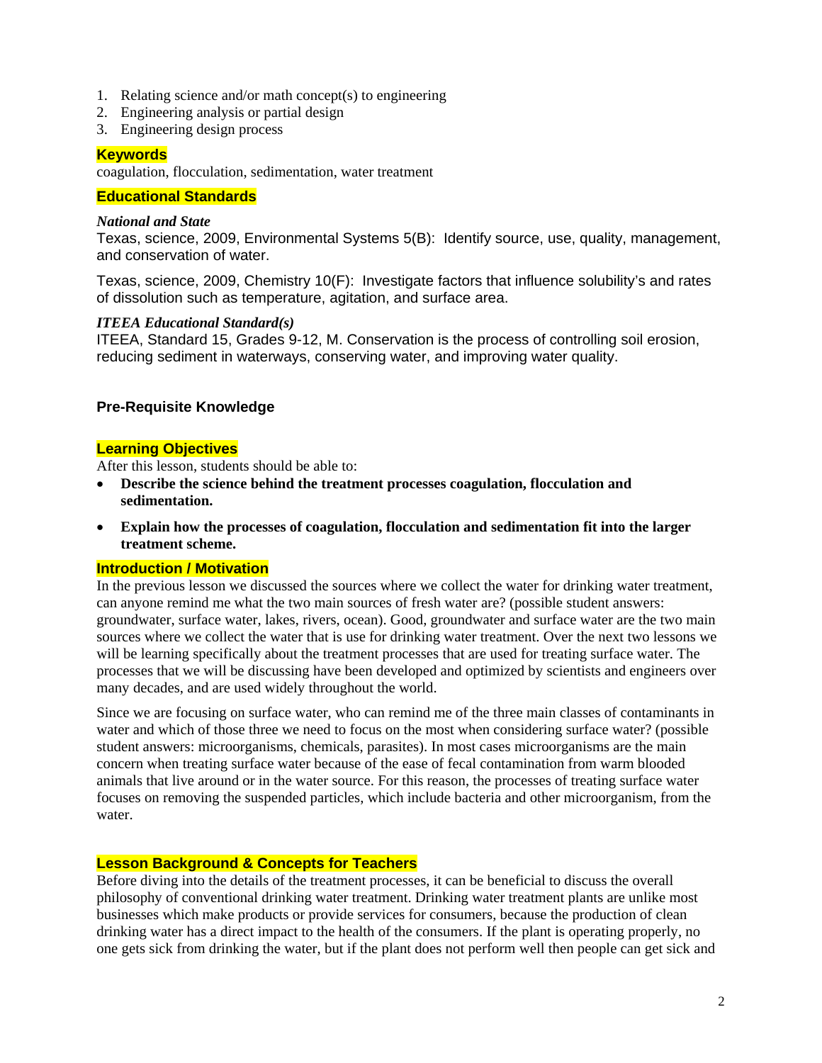1. Relating science and/or math concept(s) to engineering
2. Engineering analysis or partial design
3. Engineering design process

## Keywords

coagulation, flocculation, sedimentation, water treatment

## Educational Standards

### *National and State*

Texas, science, 2009, Environmental Systems 5(B): Identify source, use, quality, management, and conservation of water.

Texas, science, 2009, Chemistry 10(F): Investigate factors that influence solubility's and rates of dissolution such as temperature, agitation, and surface area.

### *ITEEA Educational Standard(s)*

ITEEA, Standard 15, Grades 9-12, M. Conservation is the process of controlling soil erosion, reducing sediment in waterways, conserving water, and improving water quality.

## Pre-Requisite Knowledge

## Learning Objectives

After this lesson, students should be able to:

- **Describe the science behind the treatment processes coagulation, flocculation and sedimentation.**
- **Explain how the processes of coagulation, flocculation and sedimentation fit into the larger treatment scheme.**

## Introduction / Motivation

In the previous lesson we discussed the sources where we collect the water for drinking water treatment, can anyone remind me what the two main sources of fresh water are? (possible student answers: groundwater, surface water, lakes, rivers, ocean). Good, groundwater and surface water are the two main sources where we collect the water that is use for drinking water treatment. Over the next two lessons we will be learning specifically about the treatment processes that are used for treating surface water. The processes that we will be discussing have been developed and optimized by scientists and engineers over many decades, and are used widely throughout the world.

Since we are focusing on surface water, who can remind me of the three main classes of contaminants in water and which of those three we need to focus on the most when considering surface water? (possible student answers: microorganisms, chemicals, parasites). In most cases microorganisms are the main concern when treating surface water because of the ease of fecal contamination from warm blooded animals that live around or in the water source. For this reason, the processes of treating surface water focuses on removing the suspended particles, which include bacteria and other microorganism, from the water.

## Lesson Background & Concepts for Teachers

Before diving into the details of the treatment processes, it can be beneficial to discuss the overall philosophy of conventional drinking water treatment. Drinking water treatment plants are unlike most businesses which make products or provide services for consumers, because the production of clean drinking water has a direct impact to the health of the consumers. If the plant is operating properly, no one gets sick from drinking the water, but if the plant does not perform well then people can get sick and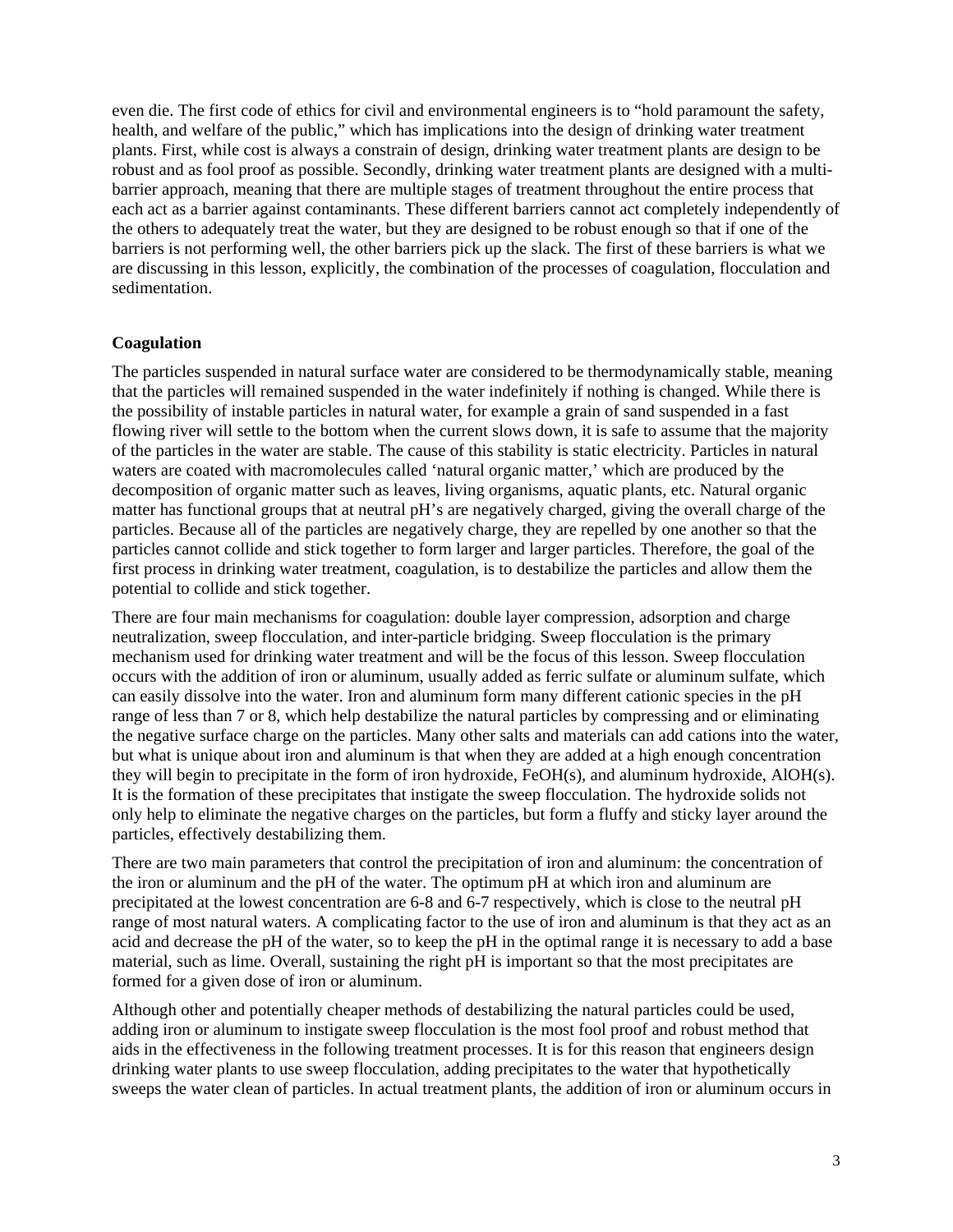even die. The first code of ethics for civil and environmental engineers is to “hold paramount the safety, health, and welfare of the public,” which has implications into the design of drinking water treatment plants. First, while cost is always a constrain of design, drinking water treatment plants are design to be robust and as fool proof as possible. Secondly, drinking water treatment plants are designed with a multi-barrier approach, meaning that there are multiple stages of treatment throughout the entire process that each act as a barrier against contaminants. These different barriers cannot act completely independently of the others to adequately treat the water, but they are designed to be robust enough so that if one of the barriers is not performing well, the other barriers pick up the slack. The first of these barriers is what we are discussing in this lesson, explicitly, the combination of the processes of coagulation, flocculation and sedimentation.

## Coagulation

The particles suspended in natural surface water are considered to be thermodynamically stable, meaning that the particles will remained suspended in the water indefinitely if nothing is changed. While there is the possibility of instable particles in natural water, for example a grain of sand suspended in a fast flowing river will settle to the bottom when the current slows down, it is safe to assume that the majority of the particles in the water are stable. The cause of this stability is static electricity. Particles in natural waters are coated with macromolecules called ‘natural organic matter,’ which are produced by the decomposition of organic matter such as leaves, living organisms, aquatic plants, etc. Natural organic matter has functional groups that at neutral pH’s are negatively charged, giving the overall charge of the particles. Because all of the particles are negatively charged, they are repelled by one another so that the particles cannot collide and stick together to form larger and larger particles. Therefore, the goal of the first process in drinking water treatment, coagulation, is to destabilize the particles and allow them the potential to collide and stick together.

There are four main mechanisms for coagulation: double layer compression, adsorption and charge neutralization, sweep flocculation, and inter-particle bridging. Sweep flocculation is the primary mechanism used for drinking water treatment and will be the focus of this lesson. Sweep flocculation occurs with the addition of iron or aluminum, usually added as ferric sulfate or aluminum sulfate, which can easily dissolve into the water. Iron and aluminum form many different cationic species in the pH range of less than 7 or 8, which help destabilize the natural particles by compressing and or eliminating the negative surface charge on the particles. Many other salts and materials can add cations into the water, but what is unique about iron and aluminum is that when they are added at a high enough concentration they will begin to precipitate in the form of iron hydroxide, $FeOH(s)$, and aluminum hydroxide, $AlOH(s)$. It is the formation of these precipitates that instigate the sweep flocculation. The hydroxide solids not only help to eliminate the negative charges on the particles, but form a fluffy and sticky layer around the particles, effectively destabilizing them.

There are two main parameters that control the precipitation of iron and aluminum: the concentration of the iron or aluminum and the pH of the water. The optimum pH at which iron and aluminum are precipitated at the lowest concentration are 6-8 and 6-7 respectively, which is close to the neutral pH range of most natural waters. A complicating factor to the use of iron and aluminum is that they act as an acid and decrease the pH of the water, so to keep the pH in the optimal range it is necessary to add a base material, such as lime. Overall, sustaining the right pH is important so that the most precipitates are formed for a given dose of iron or aluminum.

Although other and potentially cheaper methods of destabilizing the natural particles could be used, adding iron or aluminum to instigate sweep flocculation is the most fool proof and robust method that aids in the effectiveness in the following treatment processes. It is for this reason that engineers design drinking water plants to use sweep flocculation, adding precipitates to the water that hypothetically sweeps the water clean of particles. In actual treatment plants, the addition of iron or aluminum occurs in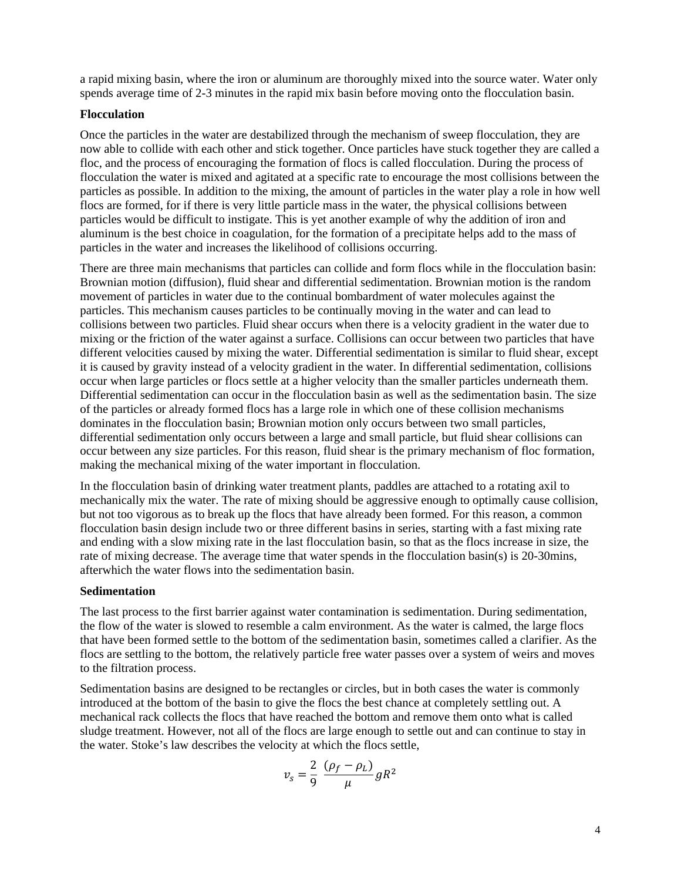a rapid mixing basin, where the iron or aluminum are thoroughly mixed into the source water. Water only spends average time of 2-3 minutes in the rapid mix basin before moving onto the flocculation basin.

**Flocculation**

Once the particles in the water are destabilized through the mechanism of sweep flocculation, they are now able to collide with each other and stick together. Once particles have stuck together they are called a floc, and the process of encouraging the formation of flocs is called flocculation. During the process of flocculation the water is mixed and agitated at a specific rate to encourage the most collisions between the particles as possible. In addition to the mixing, the amount of particles in the water play a role in how well flocs are formed, for if there is very little particle mass in the water, the physical collisions between particles would be difficult to instigate. This is yet another example of why the addition of iron and aluminum is the best choice in coagulation, for the formation of a precipitate helps add to the mass of particles in the water and increases the likelihood of collisions occurring.

There are three main mechanisms that particles can collide and form flocs while in the flocculation basin: Brownian motion (diffusion), fluid shear and differential sedimentation. Brownian motion is the random movement of particles in water due to the continual bombardment of water molecules against the particles. This mechanism causes particles to be continually moving in the water and can lead to collisions between two particles. Fluid shear occurs when there is a velocity gradient in the water due to mixing or the friction of the water against a surface. Collisions can occur between two particles that have different velocities caused by mixing the water. Differential sedimentation is similar to fluid shear, except it is caused by gravity instead of a velocity gradient in the water. In differential sedimentation, collisions occur when large particles or flocs settle at a higher velocity than the smaller particles underneath them. Differential sedimentation can occur in the flocculation basin as well as the sedimentation basin. The size of the particles or already formed flocs has a large role in which one of these collision mechanisms dominates in the flocculation basin; Brownian motion only occurs between two small particles, differential sedimentation only occurs between a large and small particle, but fluid shear collisions can occur between any size particles. For this reason, fluid shear is the primary mechanism of floc formation, making the mechanical mixing of the water important in flocculation.

In the flocculation basin of drinking water treatment plants, paddles are attached to a rotating axil to mechanically mix the water. The rate of mixing should be aggressive enough to optimally cause collision, but not too vigorous as to break up the flocs that have already been formed. For this reason, a common flocculation basin design include two or three different basins in series, starting with a fast mixing rate and ending with a slow mixing rate in the last flocculation basin, so that as the flocs increase in size, the rate of mixing decrease. The average time that water spends in the flocculation basin(s) is 20-30mins, afterwhich the water flows into the sedimentation basin.

**Sedimentation**

The last process to the first barrier against water contamination is sedimentation. During sedimentation, the flow of the water is slowed to resemble a calm environment. As the water is calmed, the large flocs that have been formed settle to the bottom of the sedimentation basin, sometimes called a clarifier. As the flocs are settling to the bottom, the relatively particle free water passes over a system of weirs and moves to the filtration process.

Sedimentation basins are designed to be rectangles or circles, but in both cases the water is commonly introduced at the bottom of the basin to give the flocs the best chance at completely settling out. A mechanical rack collects the flocs that have reached the bottom and remove them onto what is called sludge treatment. However, not all of the flocs are large enough to settle out and can continue to stay in the water. Stoke's law describes the velocity at which the flocs settle,

$$v_s = \frac{2}{9}\ \frac{(\rho_f - \rho_L)}{\mu} g R^2$$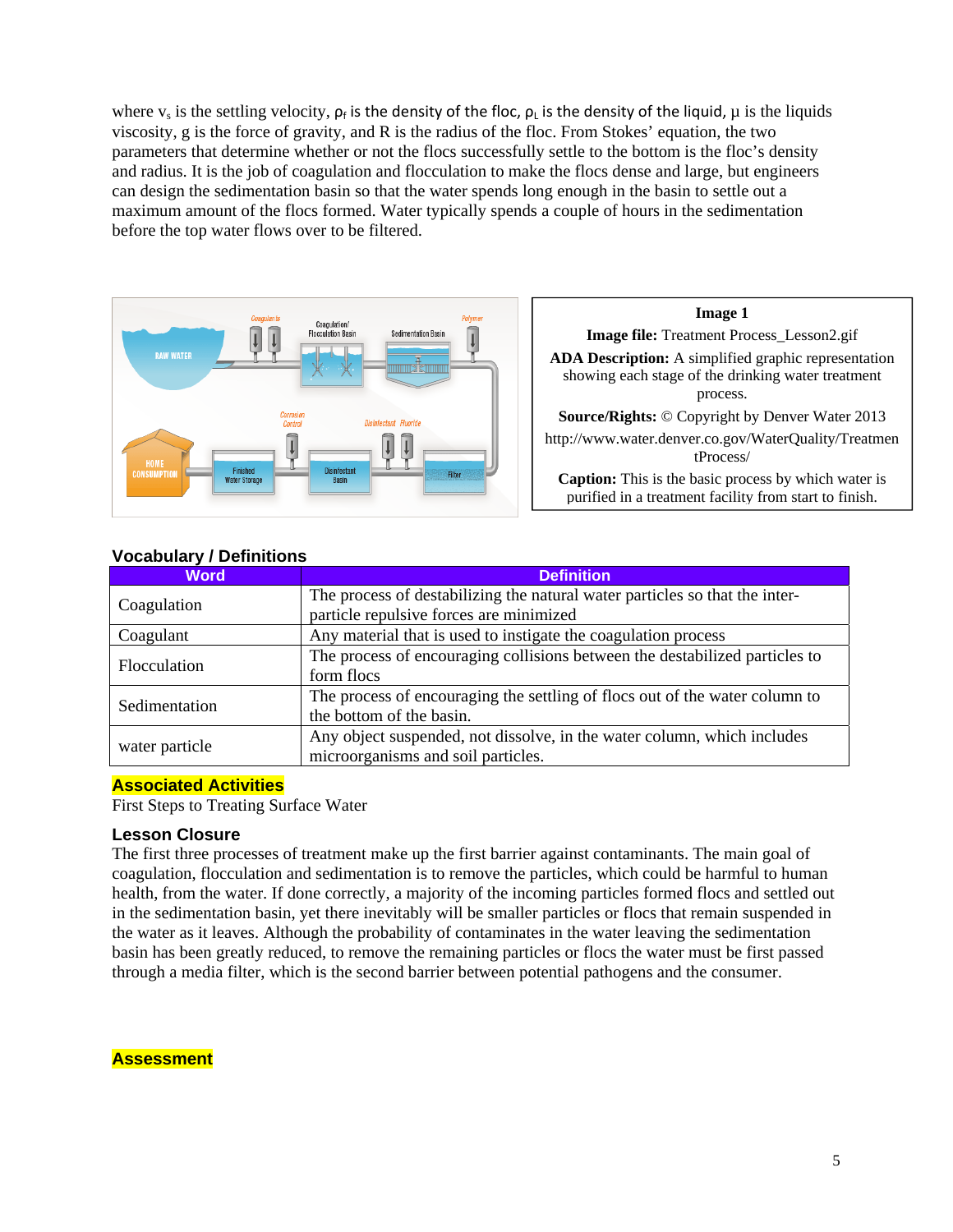where $v_s$ is the settling velocity, $\rho_f$ is the density of the floc, $\rho_L$ is the density of the liquid, μ is the liquids viscosity, g is the force of gravity, and R is the radius of the floc. From Stokes' equation, the two parameters that determine whether or not the flocs successfully settle to the bottom is the floc's density and radius. It is the job of coagulation and flocculation to make the flocs dense and large, but engineers can design the sedimentation basin so that the water spends long enough in the basin to settle out a maximum amount of the flocs formed. Water typically spends a couple of hours in the sedimentation before the top water flows over to be filtered.

**Image 1**

**Image file:** Treatment Process_Lesson2.gif

**ADA Description:** A simplified graphic representation showing each stage of the drinking water treatment process.

**Source/Rights:** © Copyright by Denver Water 2013 http://www.water.denver.co.gov/WaterQuality/TreatmentProcess/

**Caption:** This is the basic process by which water is purified in a treatment facility from start to finish.

## Vocabulary / Definitions

| Word | Definition |
| --- | --- |
| Coagulation | The process of destabilizing the natural water particles so that the inter-particle repulsive forces are minimized |
| Coagulant | Any material that is used to instigate the coagulation process |
| Flocculation | The process of encouraging collisions between the destabilized particles to form flocs |
| Sedimentation | The process of encouraging the settling of flocs out of the water column to the bottom of the basin. |
| water particle | Any object suspended, not dissolve, in the water column, which includes microorganisms and soil particles. |

## Associated Activities

First Steps to Treating Surface Water

## Lesson Closure

The first three processes of treatment make up the first barrier against contaminants. The main goal of coagulation, flocculation and sedimentation is to remove the particles, which could be harmful to human health, from the water. If done correctly, a majority of the incoming particles formed flocs and settled out in the sedimentation basin, yet there inevitably will be smaller particles or flocs that remain suspended in the water as it leaves. Although the probability of contaminates in the water leaving the sedimentation basin has been greatly reduced, to remove the remaining particles or flocs the water must be first passed through a media filter, which is the second barrier between potential pathogens and the consumer.

## Assessment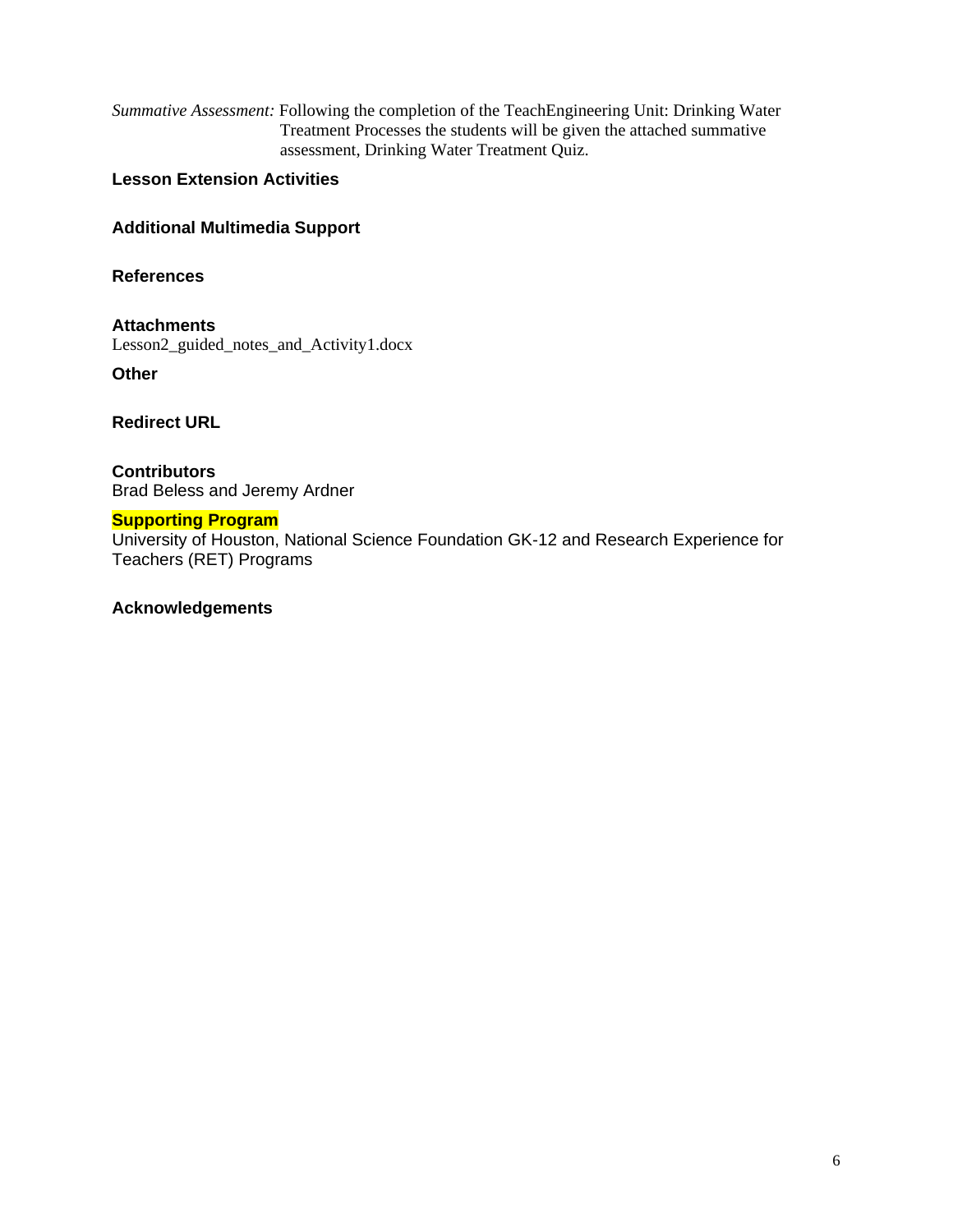*Summative Assessment:* Following the completion of the TeachEngineering Unit: Drinking Water Treatment Processes the students will be given the attached summative assessment, Drinking Water Treatment Quiz.

**Lesson Extension Activities**

**Additional Multimedia Support**

**References**

**Attachments**
Lesson2_guided_notes_and_Activity1.docx

**Other**

**Redirect URL**

**Contributors**
Brad Beless and Jeremy Ardner

**Supporting Program**
University of Houston, National Science Foundation GK-12 and Research Experience for Teachers (RET) Programs

**Acknowledgements**